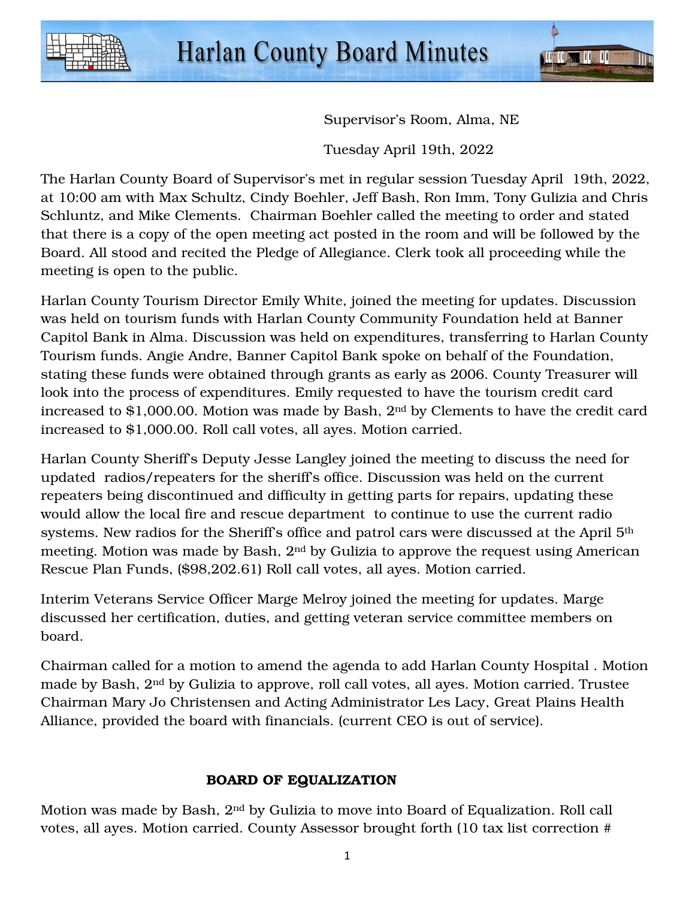# Harlan County Board Minutes

Supervisor's Room, Alma, NE

Tuesday April 19th, 2022

The Harlan County Board of Supervisor's met in regular session Tuesday April 19th, 2022, at 10:00 am with Max Schultz, Cindy Boehler, Jeff Bash, Ron Imm, Tony Gulizia and Chris Schluntz, and Mike Clements. Chairman Boehler called the meeting to order and stated that there is a copy of the open meeting act posted in the room and will be followed by the Board. All stood and recited the Pledge of Allegiance. Clerk took all proceeding while the meeting is open to the public.

Harlan County Tourism Director Emily White, joined the meeting for updates. Discussion was held on tourism funds with Harlan County Community Foundation held at Banner Capitol Bank in Alma. Discussion was held on expenditures, transferring to Harlan County Tourism funds. Angie Andre, Banner Capitol Bank spoke on behalf of the Foundation, stating these funds were obtained through grants as early as 2006. County Treasurer will look into the process of expenditures. Emily requested to have the tourism credit card increased to $1,000.00. Motion was made by Bash, 2nd by Clements to have the credit card increased to $1,000.00. Roll call votes, all ayes. Motion carried.

Harlan County Sheriff's Deputy Jesse Langley joined the meeting to discuss the need for updated radios/repeaters for the sheriff's office. Discussion was held on the current repeaters being discontinued and difficulty in getting parts for repairs, updating these would allow the local fire and rescue department to continue to use the current radio systems. New radios for the Sheriff's office and patrol cars were discussed at the April 5th meeting. Motion was made by Bash, 2nd by Gulizia to approve the request using American Rescue Plan Funds, ($98,202.61) Roll call votes, all ayes. Motion carried.

Interim Veterans Service Officer Marge Melroy joined the meeting for updates. Marge discussed her certification, duties, and getting veteran service committee members on board.

Chairman called for a motion to amend the agenda to add Harlan County Hospital . Motion made by Bash, 2nd by Gulizia to approve, roll call votes, all ayes. Motion carried. Trustee Chairman Mary Jo Christensen and Acting Administrator Les Lacy, Great Plains Health Alliance, provided the board with financials. (current CEO is out of service).

## BOARD OF EQUALIZATION

Motion was made by Bash, 2nd by Gulizia to move into Board of Equalization. Roll call votes, all ayes. Motion carried. County Assessor brought forth (10 tax list correction #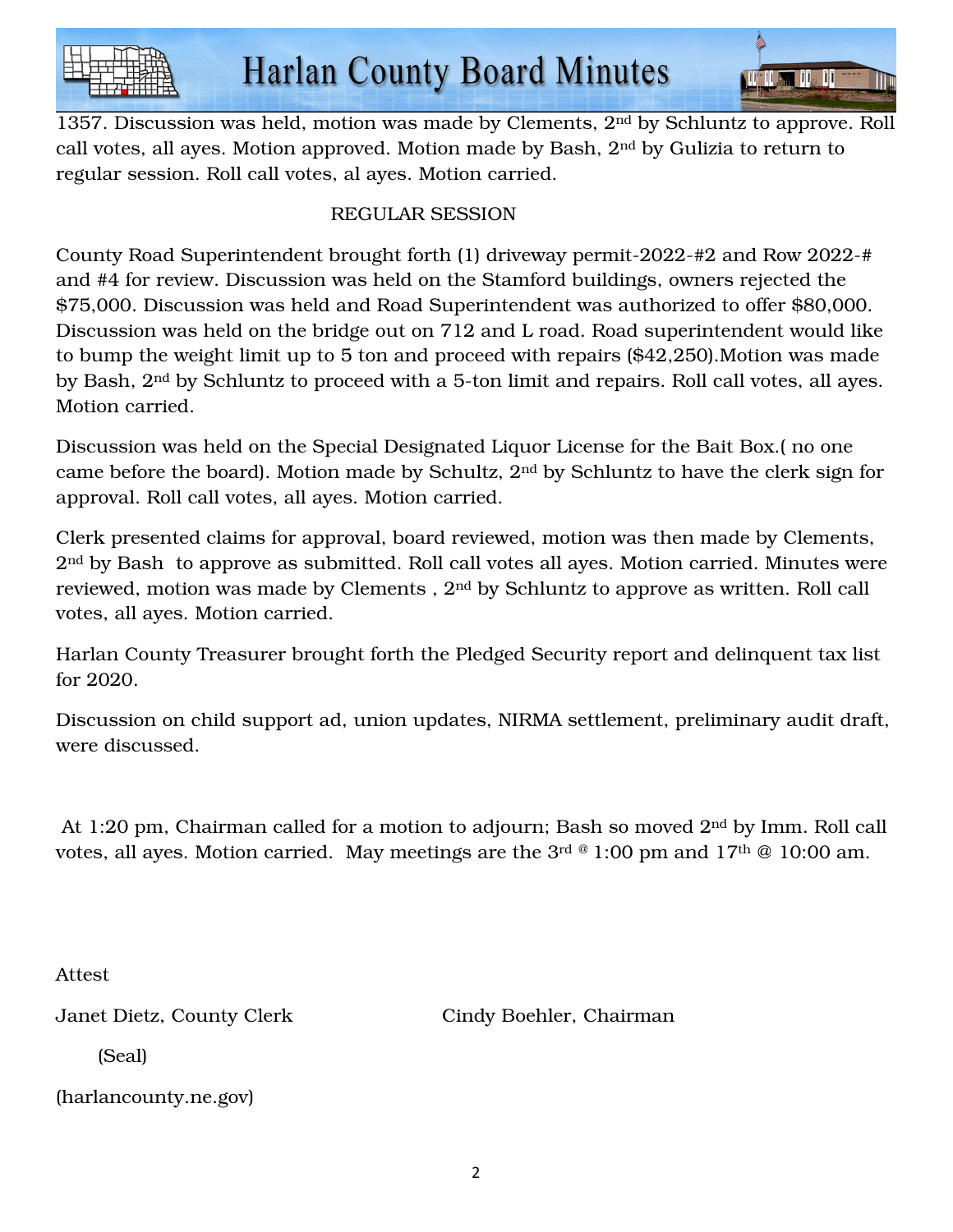1357. Discussion was held, motion was made by Clements, 2nd by Schluntz to approve. Roll call votes, all ayes. Motion approved. Motion made by Bash, 2nd by Gulizia to return to regular session. Roll call votes, al ayes. Motion carried.

REGULAR SESSION

County Road Superintendent brought forth (1) driveway permit-2022-#2 and Row 2022-# and #4 for review. Discussion was held on the Stamford buildings, owners rejected the $75,000. Discussion was held and Road Superintendent was authorized to offer $80,000. Discussion was held on the bridge out on 712 and L road. Road superintendent would like to bump the weight limit up to 5 ton and proceed with repairs ($42,250).Motion was made by Bash, 2nd by Schluntz to proceed with a 5-ton limit and repairs. Roll call votes, all ayes. Motion carried.

Discussion was held on the Special Designated Liquor License for the Bait Box.( no one came before the board). Motion made by Schultz, 2nd by Schluntz to have the clerk sign for approval. Roll call votes, all ayes. Motion carried.

Clerk presented claims for approval, board reviewed, motion was then made by Clements, 2nd by Bash to approve as submitted. Roll call votes all ayes. Motion carried. Minutes were reviewed, motion was made by Clements , 2nd by Schluntz to approve as written. Roll call votes, all ayes. Motion carried.

Harlan County Treasurer brought forth the Pledged Security report and delinquent tax list for 2020.

Discussion on child support ad, union updates, NIRMA settlement, preliminary audit draft, were discussed.

At 1:20 pm, Chairman called for a motion to adjourn; Bash so moved 2nd by Imm. Roll call votes, all ayes. Motion carried. May meetings are the 3rd @ 1:00 pm and 17th @ 10:00 am.

Attest

Janet Dietz, County Clerk    Cindy Boehler, Chairman

(Seal)

(harlancounty.ne.gov)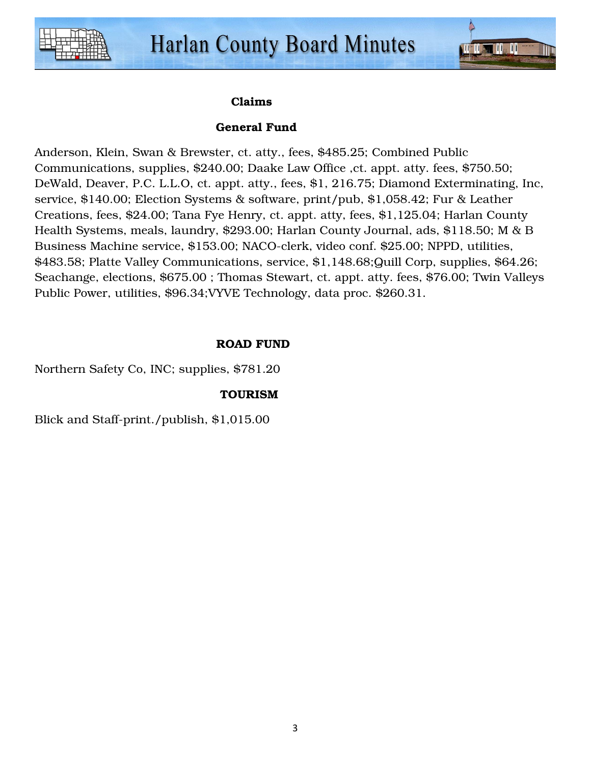**Claims**

**General Fund**

Anderson, Klein, Swan & Brewster, ct. atty., fees, $485.25; Combined Public Communications, supplies, $240.00; Daake Law Office ,ct. appt. atty. fees, $750.50; DeWald, Deaver, P.C. L.L.O, ct. appt. atty., fees, $1, 216.75; Diamond Exterminating, Inc, service, $140.00; Election Systems & software, print/pub, $1,058.42; Fur & Leather Creations, fees, $24.00; Tana Fye Henry, ct. appt. atty, fees, $1,125.04; Harlan County Health Systems, meals, laundry, $293.00; Harlan County Journal, ads, $118.50; M & B Business Machine service, $153.00; NACO-clerk, video conf. $25.00; NPPD, utilities, $483.58; Platte Valley Communications, service, $1,148.68;Quill Corp, supplies, $64.26; Seachange, elections, $675.00 ; Thomas Stewart, ct. appt. atty. fees, $76.00; Twin Valleys Public Power, utilities, $96.34;VYVE Technology, data proc. $260.31.

**ROAD FUND**

Northern Safety Co, INC; supplies, $781.20

**TOURISM**

Blick and Staff-print./publish, $1,015.00